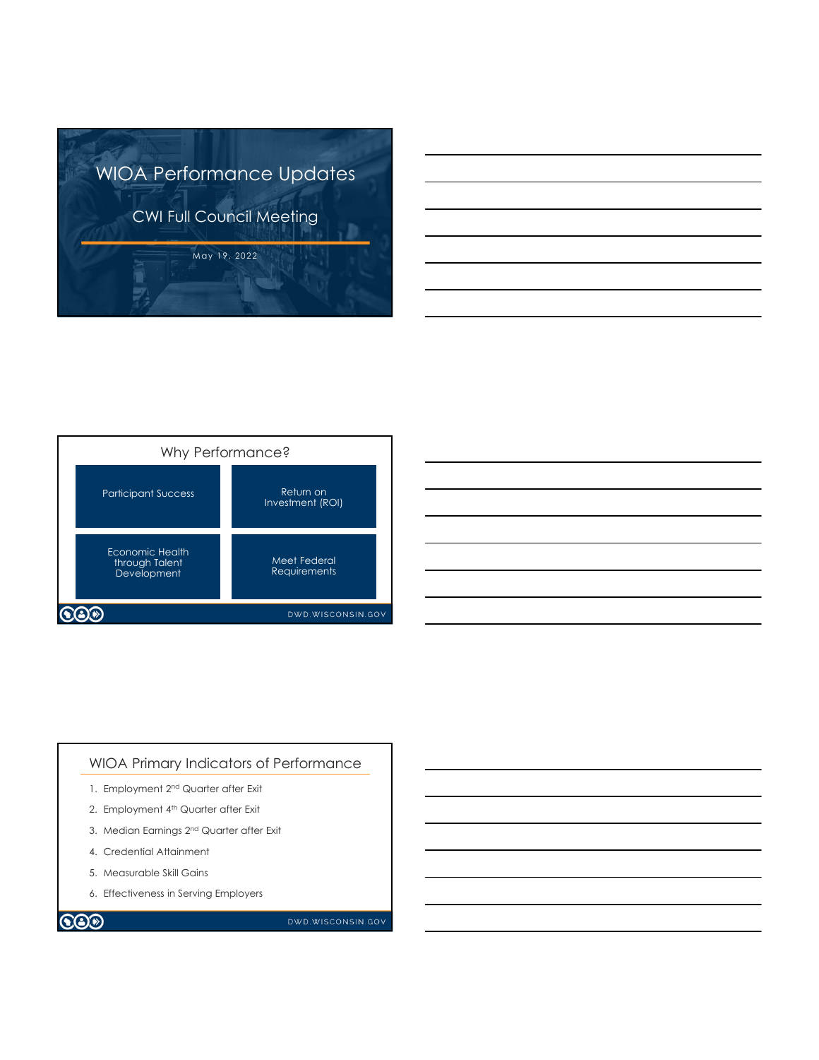# WIOA Performance Updates

## CWI Full Council Meeting

May 19, 2022

## Why Performance?

- Participant Success
- Return on Investment (ROI)
- Economic Health through Talent Development
- Meet Federal Requirements

## WIOA Primary Indicators of Performance

1. Employment 2nd Quarter after Exit
2. Employment 4th Quarter after Exit
3. Median Earnings 2nd Quarter after Exit
4. Credential Attainment
5. Measurable Skill Gains
6. Effectiveness in Serving Employers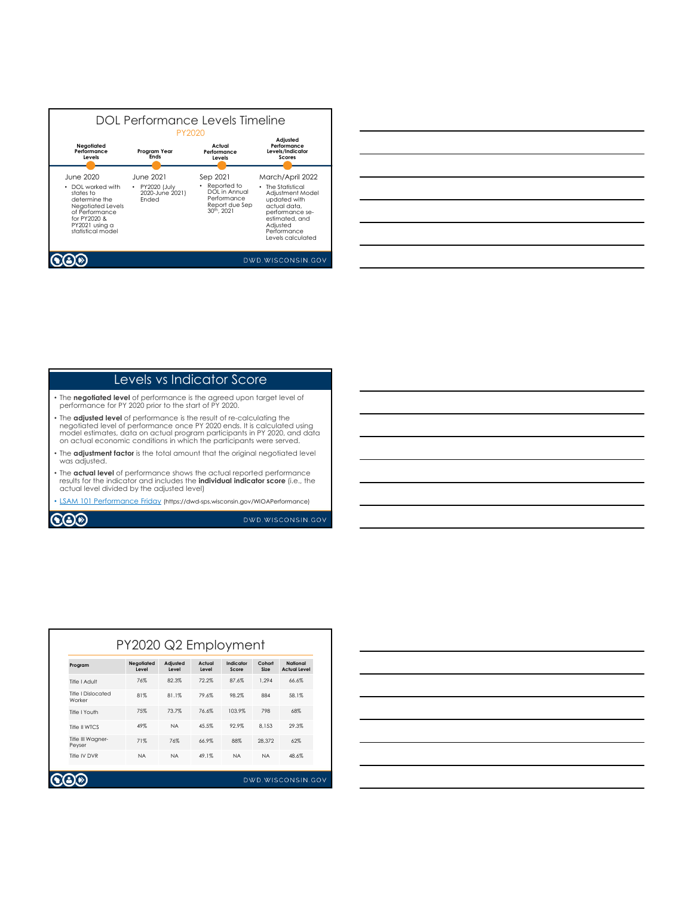## DOL Performance Levels Timeline

PY2020

| Negotiated Performance Levels | Program Year Ends | Actual Performance Levels | Adjusted Performance Levels/Indicator Scores |
|---|---|---|---|
| June 2020 | June 2021 | Sep 2021 | March/April 2022 |
| • DOL worked with states to determine the Negotiated Levels of Performance for PY2020 & PY2021 using a statistical model | • PY2020 (July 2020-June 2021) Ended | • Reported to DOL in Annual Performance Report due Sep 30th, 2021 | • The Statistical Adjustment Model updated with actual data, performance se-estimated, and Adjusted Performance Levels calculated |

## Levels vs Indicator Score

- The **negotiated level** of performance is the agreed upon target level of performance for PY 2020 prior to the start of PY 2020.
- The **adjusted level** of performance is the result of re-calculating the negotiated level of performance once PY 2020 ends. It is calculated using model estimates, data on actual program participants in PY 2020, and data on actual economic conditions in which the participants were served.
- The **adjustment factor** is the total amount that the original negotiated level was adjusted.
- The **actual level** of performance shows the actual reported performance results for the indicator and includes the **individual indicator score** (i.e., the actual level divided by the adjusted level)
- LSAM 101 Performance Friday (https://dwd-sps.wisconsin.gov/WIOAPerformance)

## PY2020 Q2 Employment

| Program | Negotiated Level | Adjusted Level | Actual Level | Indicator Score | Cohort Size | National Actual Level |
|---|---|---|---|---|---|---|
| Title I Adult | 76% | 82.3% | 72.2% | 87.6% | 1,294 | 66.6% |
| Title I Dislocated Worker | 81% | 81.1% | 79.6% | 98.2% | 884 | 58.1% |
| Title I Youth | 75% | 73.7% | 76.6% | 103.9% | 798 | 68% |
| Title II WTCS | 49% | NA | 45.5% | 92.9% | 8,153 | 29.3% |
| Title III Wagner-Peyser | 71% | 76% | 66.9% | 88% | 28,372 | 62% |
| Title IV DVR | NA | NA | 49.1% | NA | NA | 48.6% |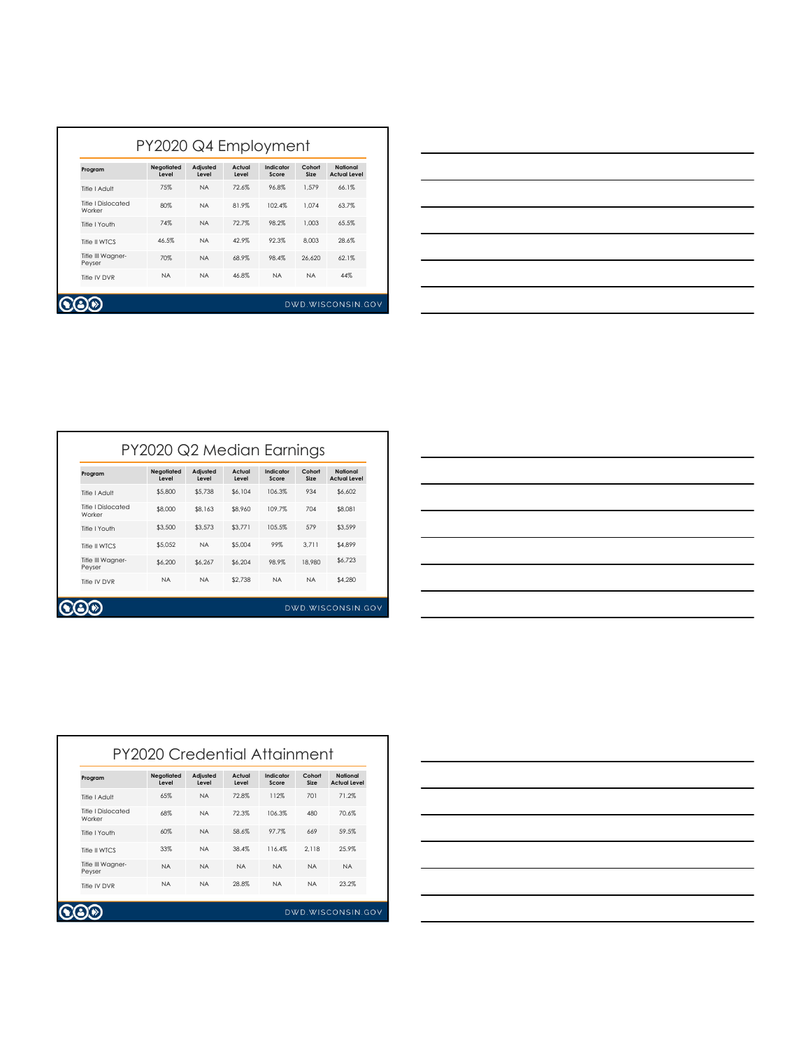## PY2020 Q4 Employment

| Program | Negotiated Level | Adjusted Level | Actual Level | Indicator Score | Cohort Size | National Actual Level |
|---|---|---|---|---|---|---|
| Title I Adult | 75% | NA | 72.6% | 96.8% | 1,579 | 66.1% |
| Title I Dislocated Worker | 80% | NA | 81.9% | 102.4% | 1,074 | 63.7% |
| Title I Youth | 74% | NA | 72.7% | 98.2% | 1,003 | 65.5% |
| Title II WTCS | 46.5% | NA | 42.9% | 92.3% | 8,003 | 28.6% |
| Title III Wagner-Peyser | 70% | NA | 68.9% | 98.4% | 26,620 | 62.1% |
| Title IV DVR | NA | NA | 46.8% | NA | NA | 44% |

DWD.WISCONSIN.GOV

## PY2020 Q2 Median Earnings

| Program | Negotiated Level | Adjusted Level | Actual Level | Indicator Score | Cohort Size | National Actual Level |
|---|---|---|---|---|---|---|
| Title I Adult | $5,800 | $5,738 | $6,104 | 106.3% | 934 | $6,602 |
| Title I Dislocated Worker | $8,000 | $8,163 | $8,960 | 109.7% | 704 | $8,081 |
| Title I Youth | $3,500 | $3,573 | $3,771 | 105.5% | 579 | $3,599 |
| Title II WTCS | $5,052 | NA | $5,004 | 99% | 3,711 | $4,899 |
| Title III Wagner-Peyser | $6,200 | $6,267 | $6,204 | 98.9% | 18,980 | $6,723 |
| Title IV DVR | NA | NA | $2,738 | NA | NA | $4,280 |

DWD.WISCONSIN.GOV

## PY2020 Credential Attainment

| Program | Negotiated Level | Adjusted Level | Actual Level | Indicator Score | Cohort Size | National Actual Level |
|---|---|---|---|---|---|---|
| Title I Adult | 65% | NA | 72.8% | 112% | 701 | 71.2% |
| Title I Dislocated Worker | 68% | NA | 72.3% | 106.3% | 480 | 70.6% |
| Title I Youth | 60% | NA | 58.6% | 97.7% | 669 | 59.5% |
| Title II WTCS | 33% | NA | 38.4% | 116.4% | 2,118 | 25.9% |
| Title III Wagner-Peyser | NA | NA | NA | NA | NA | NA |
| Title IV DVR | NA | NA | 28.8% | NA | NA | 23.2% |

DWD.WISCONSIN.GOV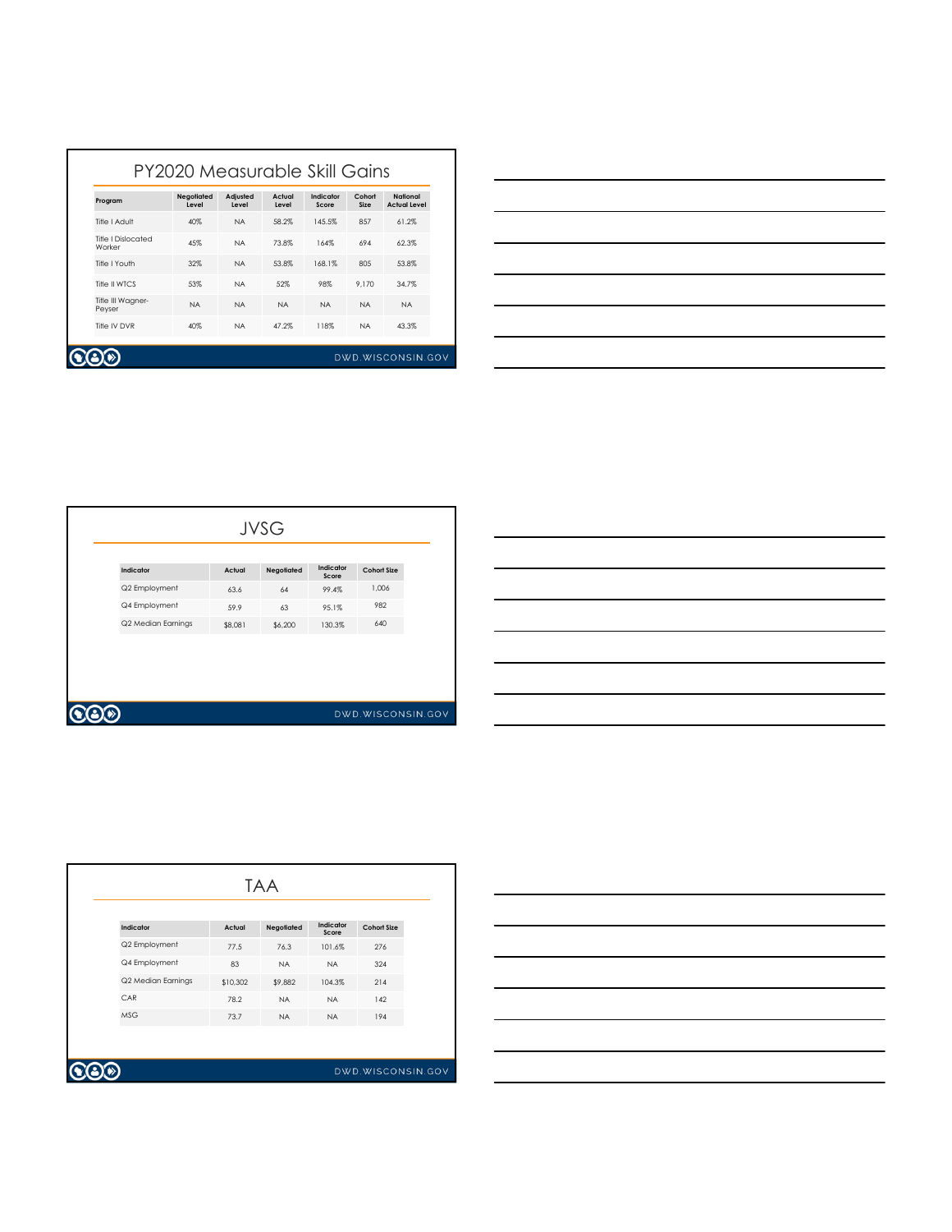## PY2020 Measurable Skill Gains

| Program | Negotiated Level | Adjusted Level | Actual Level | Indicator Score | Cohort Size | National Actual Level |
|---|---|---|---|---|---|---|
| Title I Adult | 40% | NA | 58.2% | 145.5% | 857 | 61.2% |
| Title I Dislocated Worker | 45% | NA | 73.8% | 164% | 694 | 62.3% |
| Title I Youth | 32% | NA | 53.8% | 168.1% | 805 | 53.8% |
| Title II WTCS | 53% | NA | 52% | 98% | 9,170 | 34.7% |
| Title III Wagner-Peyser | NA | NA | NA | NA | NA | NA |
| Title IV DVR | 40% | NA | 47.2% | 118% | NA | 43.3% |

DWD.WISCONSIN.GOV

## JVSG

| Indicator | Actual | Negotiated | Indicator Score | Cohort Size |
|---|---|---|---|---|
| Q2 Employment | 63.6 | 64 | 99.4% | 1,006 |
| Q4 Employment | 59.9 | 63 | 95.1% | 982 |
| Q2 Median Earnings | $8,081 | $6,200 | 130.3% | 640 |

DWD.WISCONSIN.GOV

## TAA

| Indicator | Actual | Negotiated | Indicator Score | Cohort Size |
|---|---|---|---|---|
| Q2 Employment | 77.5 | 76.3 | 101.6% | 276 |
| Q4 Employment | 83 | NA | NA | 324 |
| Q2 Median Earnings | $10,302 | $9,882 | 104.3% | 214 |
| CAR | 78.2 | NA | NA | 142 |
| MSG | 73.7 | NA | NA | 194 |

DWD.WISCONSIN.GOV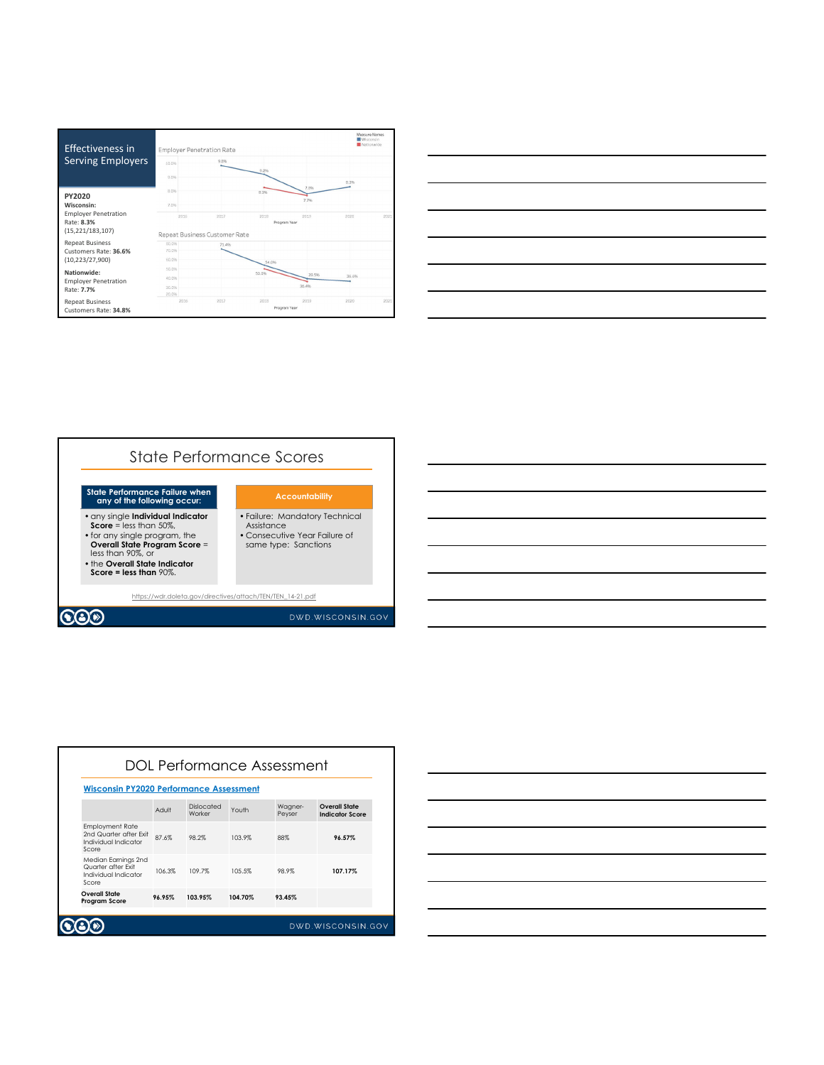## Effectiveness in Serving Employers

**PY2020**
**Wisconsin:**
Employer Penetration Rate: **8.3%** (15,221/183,107)

Repeat Business Customers Rate: **36.6%** (10,223/27,900)

**Nationwide:**
Employer Penetration Rate: **7.7%**

Repeat Business Customers Rate: **34.8%**

Employer Penetration Rate

Repeat Business Customer Rate

## State Performance Scores

| State Performance Failure when any of the following occur: | Accountability |
|---|---|
| • any single **Individual Indicator Score** = less than 50%, • for any single program, the **Overall State Program Score** = less than 90%, or • the **Overall State Indicator Score = less than** 90%. | • Failure: Mandatory Technical Assistance • Consecutive Year Failure of same type: Sanctions |

https://wdr.doleta.gov/directives/attach/TEN/TEN_14-21.pdf

## DOL Performance Assessment

**Wisconsin PY2020 Performance Assessment**

| | Adult | Dislocated Worker | Youth | Wagner-Peyser | Overall State Indicator Score |
|---|---|---|---|---|---|
| Employment Rate 2nd Quarter after Exit Individual Indicator Score | 87.6% | 98.2% | 103.9% | 88% | **96.57%** |
| Median Earnings 2nd Quarter after Exit Individual Indicator Score | 106.3% | 109.7% | 105.5% | 98.9% | **107.17%** |
| **Overall State Program Score** | **96.95%** | **103.95%** | **104.70%** | **93.45%** | |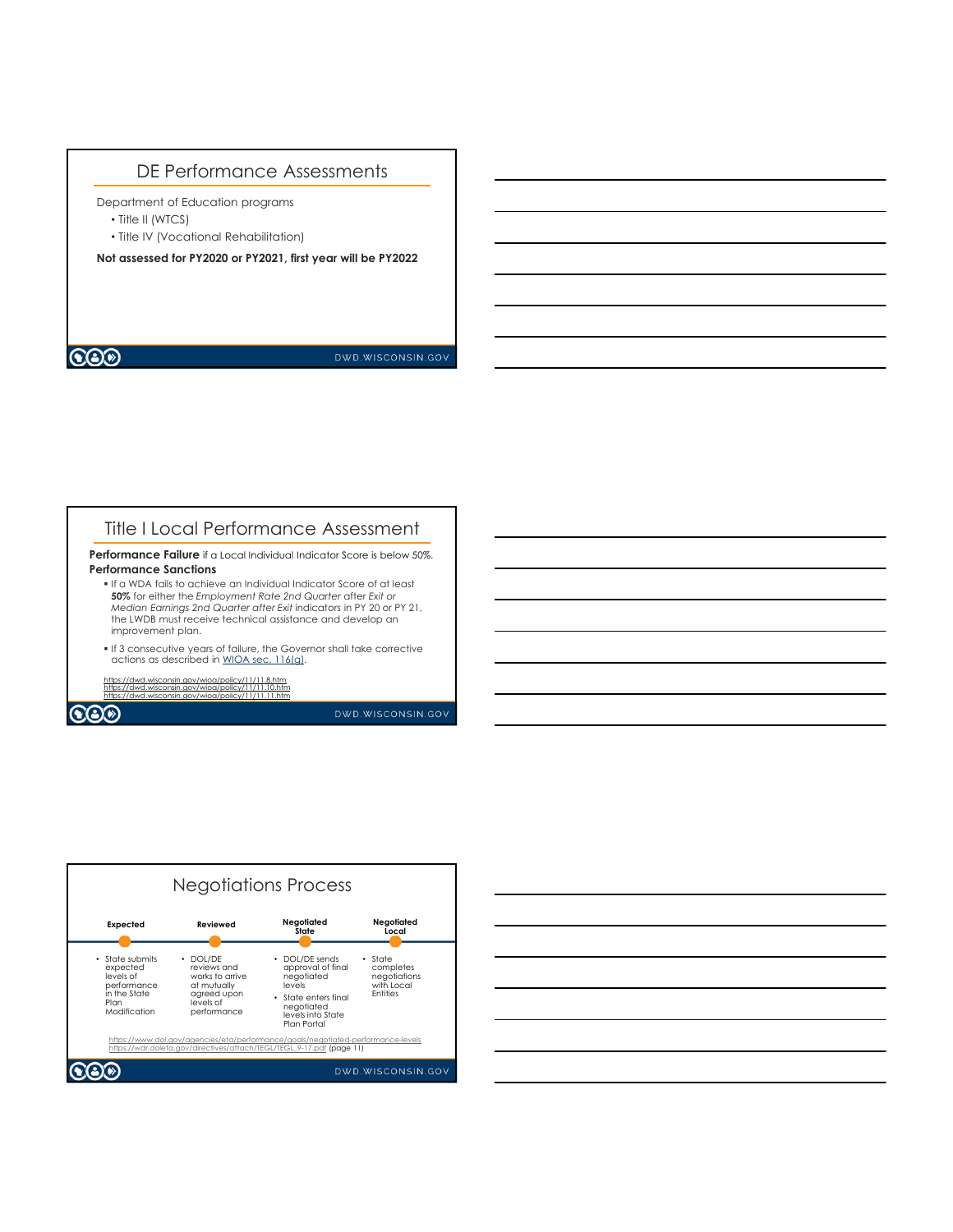## DE Performance Assessments

Department of Education programs

- Title II (WTCS)
- Title IV (Vocational Rehabilitation)

**Not assessed for PY2020 or PY2021, first year will be PY2022**

## Title I Local Performance Assessment

**Performance Failure** if a Local Individual Indicator Score is below 50%.

**Performance Sanctions**

- If a WDA fails to achieve an Individual Indicator Score of at least **50%** for either the *Employment Rate 2nd Quarter after Exit* or *Median Earnings 2nd Quarter after Exit* indicators in PY 20 or PY 21, the LWDB must receive technical assistance and develop an improvement plan.
- If 3 consecutive years of failure, the Governor shall take corrective actions as described in WIOA sec. 116(g).

https://dwd.wisconsin.gov/wioa/policy/11/11.8.htm
https://dwd.wisconsin.gov/wioa/policy/11/11.10.htm
https://dwd.wisconsin.gov/wioa/policy/11/11.11.htm

## Negotiations Process

| Expected | Reviewed | Negotiated State | Negotiated Local |
|---|---|---|---|
| • State submits expected levels of performance in the State Plan Modification | • DOL/DE reviews and works to arrive at mutually agreed upon levels of performance | • DOL/DE sends approval of final negotiated levels<br>• State enters final negotiated levels into State Plan Portal | • State completes negotiations with Local Entities |

https://www.dol.gov/agencies/eta/performance/goals/negotiated-performance-levels
https://wdr.doleta.gov/directives/attach/TEGL/TEGL_9-17.pdf (page 11)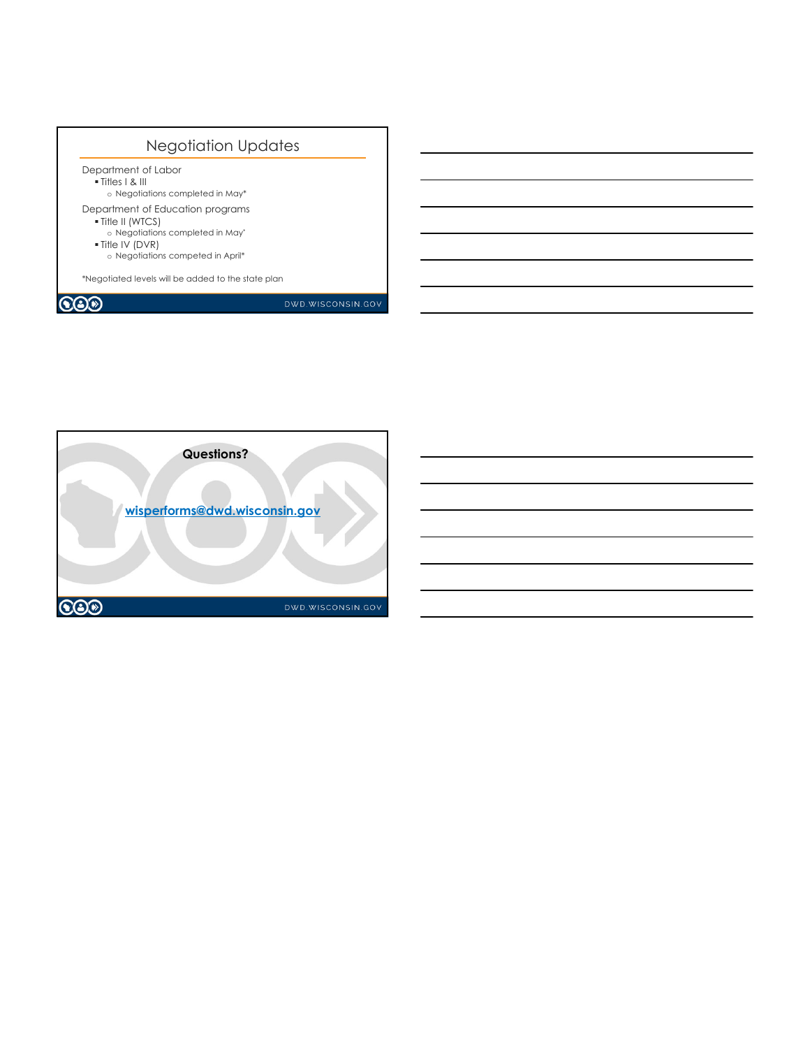## Negotiation Updates

Department of Labor

- Titles I & III
  - Negotiations completed in May*

Department of Education programs

- Title II (WTCS)
  - Negotiations completed in May*
- Title IV (DVR)
  - Negotiations competed in April*

*Negotiated levels will be added to the state plan

DWD.WISCONSIN.GOV

## Questions?

wisperforms@dwd.wisconsin.gov

DWD.WISCONSIN.GOV